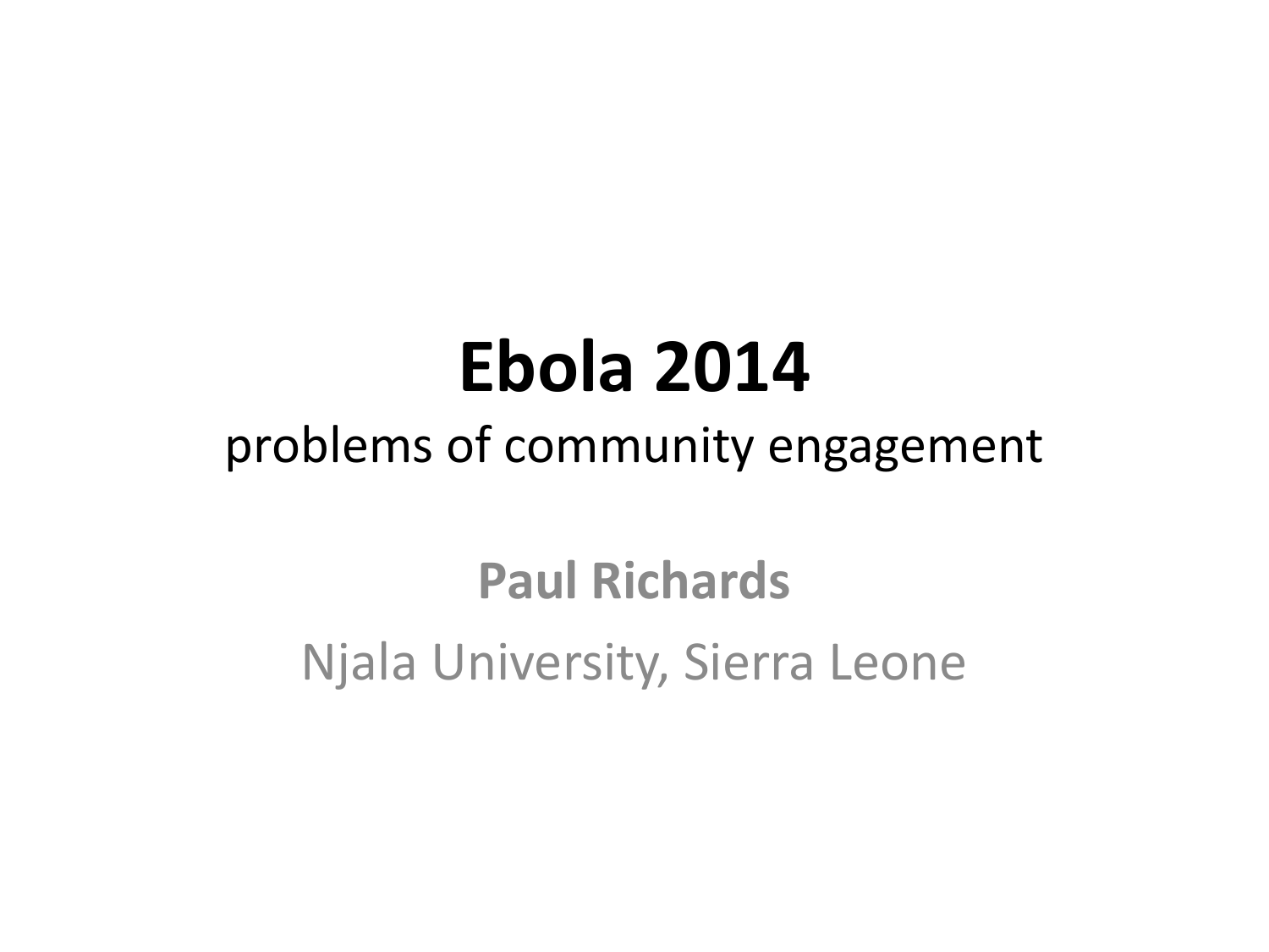# Ebola 2014

problems of community engagement

**Paul Richards**

Njala University, Sierra Leone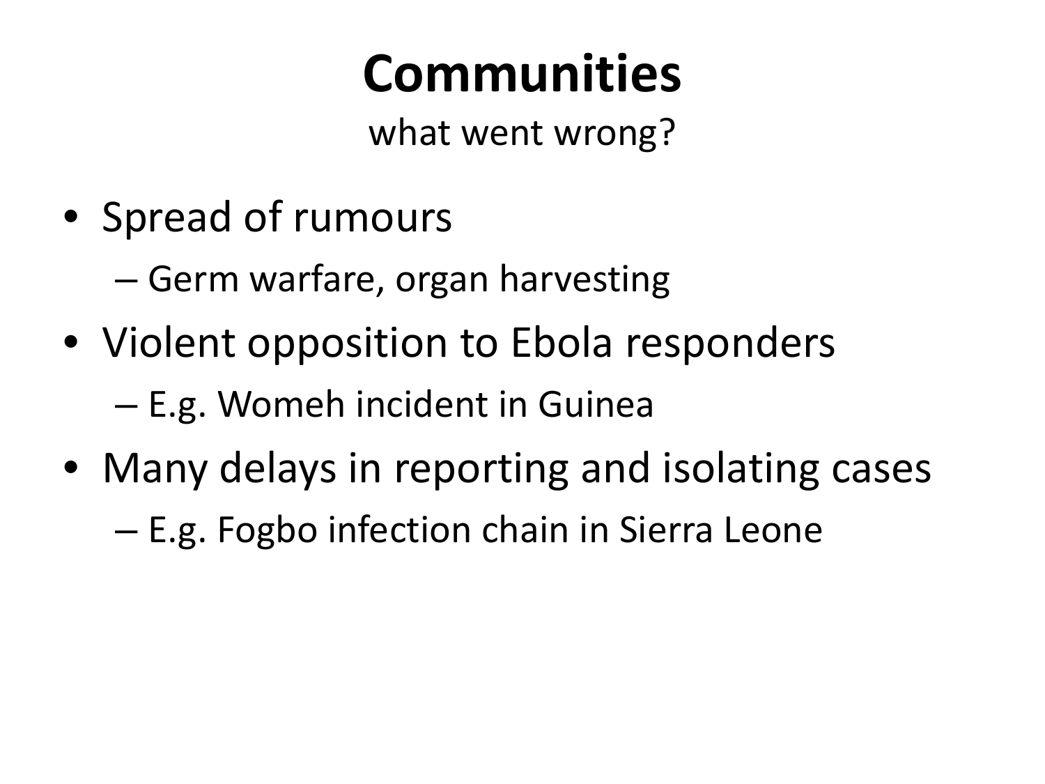# Communities

what went wrong?

- Spread of rumours
  - Germ warfare, organ harvesting
- Violent opposition to Ebola responders
  - E.g. Womeh incident in Guinea
- Many delays in reporting and isolating cases
  - E.g. Fogbo infection chain in Sierra Leone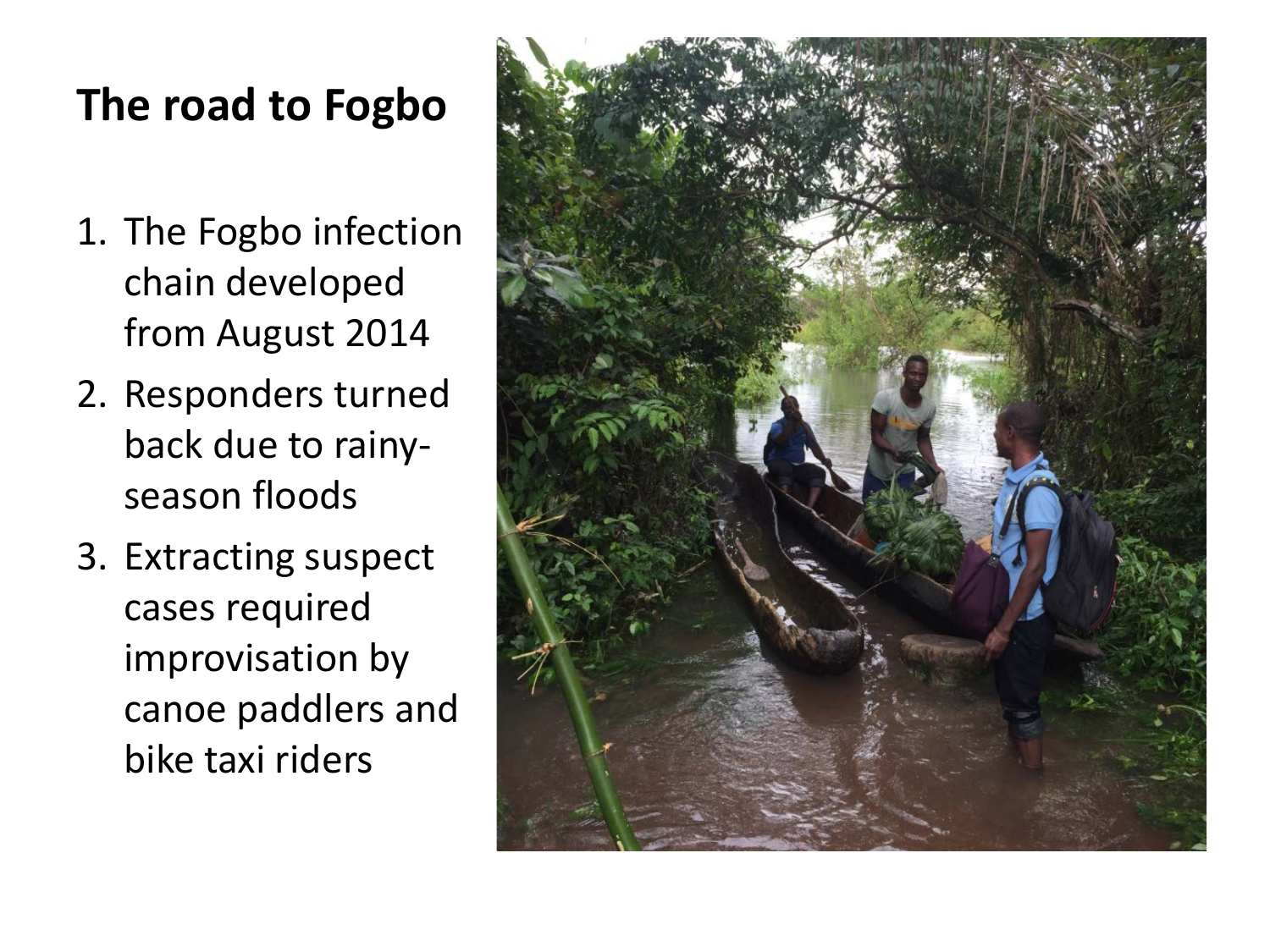# The road to Fogbo

1. The Fogbo infection chain developed from August 2014
2. Responders turned back due to rainy-season floods
3. Extracting suspect cases required improvisation by canoe paddlers and bike taxi riders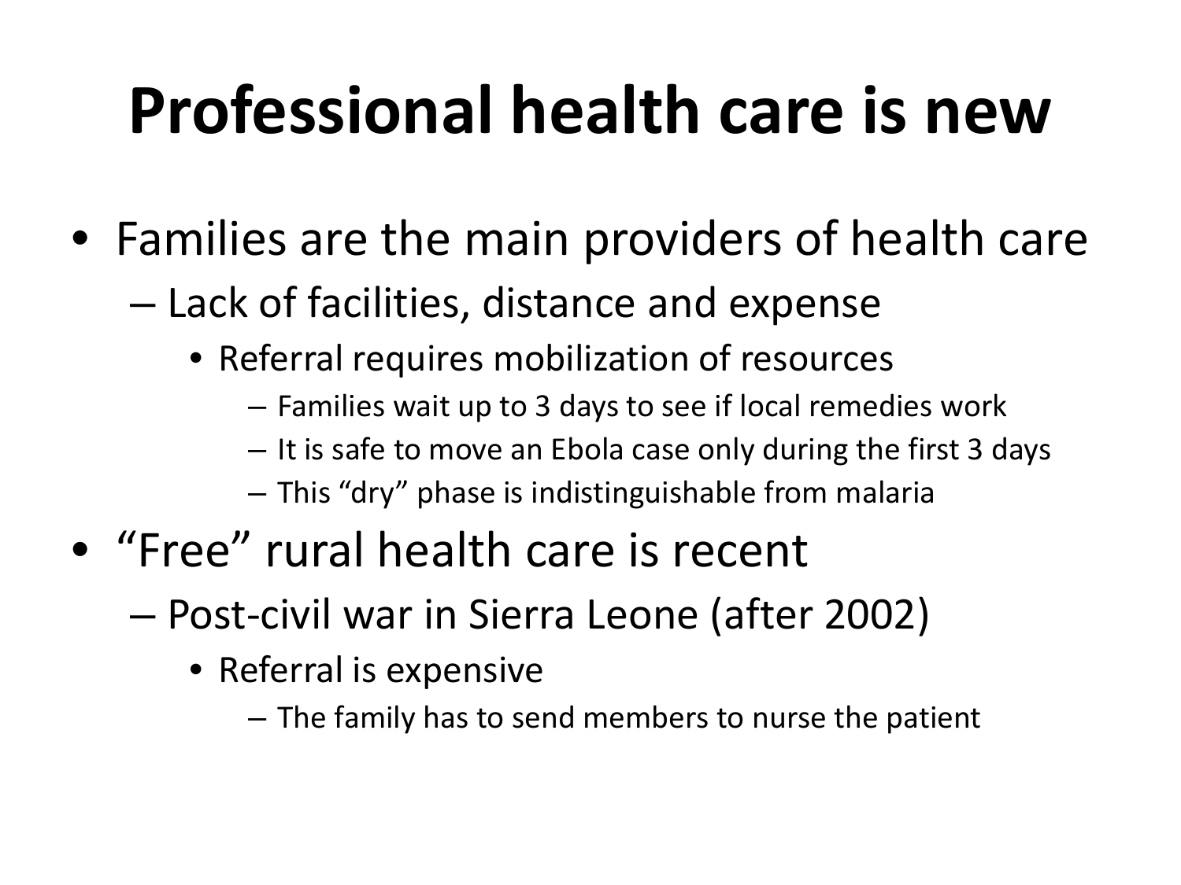# Professional health care is new

- Families are the main providers of health care
  - Lack of facilities, distance and expense
    - Referral requires mobilization of resources
      - Families wait up to 3 days to see if local remedies work
      - It is safe to move an Ebola case only during the first 3 days
      - This "dry" phase is indistinguishable from malaria
- "Free" rural health care is recent
  - Post-civil war in Sierra Leone (after 2002)
    - Referral is expensive
      - The family has to send members to nurse the patient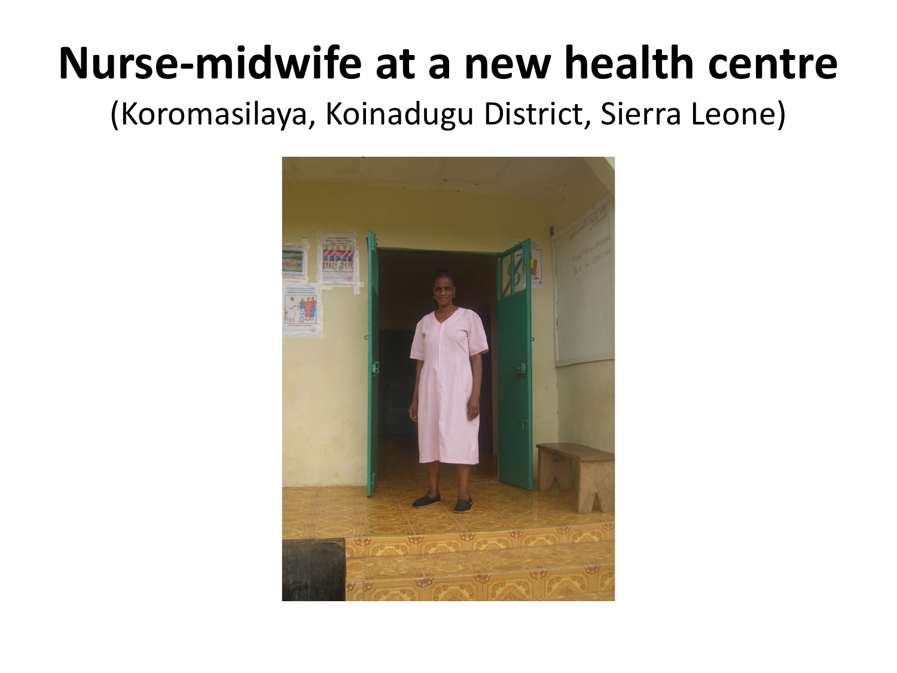# Nurse-midwife at a new health centre

(Koromasilaya, Koinadugu District, Sierra Leone)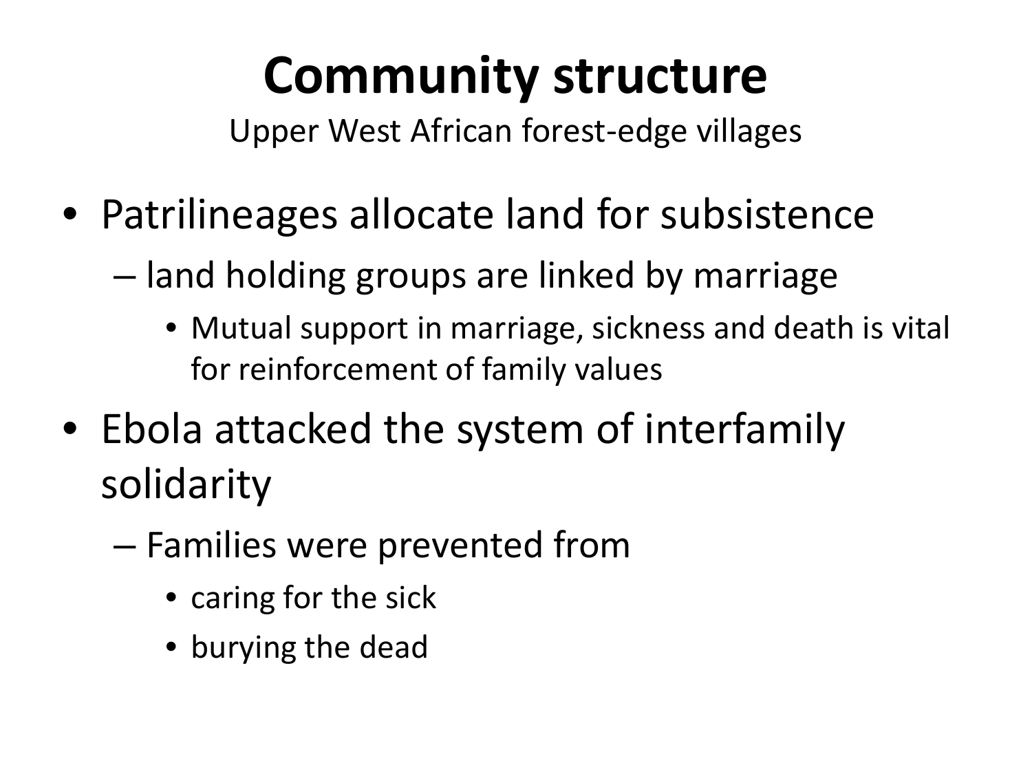# Community structure

Upper West African forest-edge villages

- Patrilineages allocate land for subsistence
  - land holding groups are linked by marriage
    - Mutual support in marriage, sickness and death is vital for reinforcement of family values
- Ebola attacked the system of interfamily solidarity
  - Families were prevented from
    - caring for the sick
    - burying the dead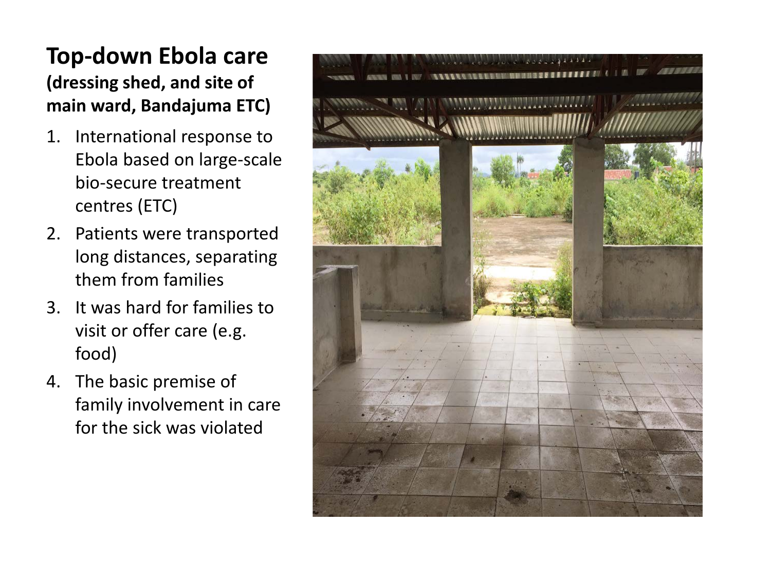# Top-down Ebola care

**(dressing shed, and site of main ward, Bandajuma ETC)**

1. International response to Ebola based on large-scale bio-secure treatment centres (ETC)
2. Patients were transported long distances, separating them from families
3. It was hard for families to visit or offer care (e.g. food)
4. The basic premise of family involvement in care for the sick was violated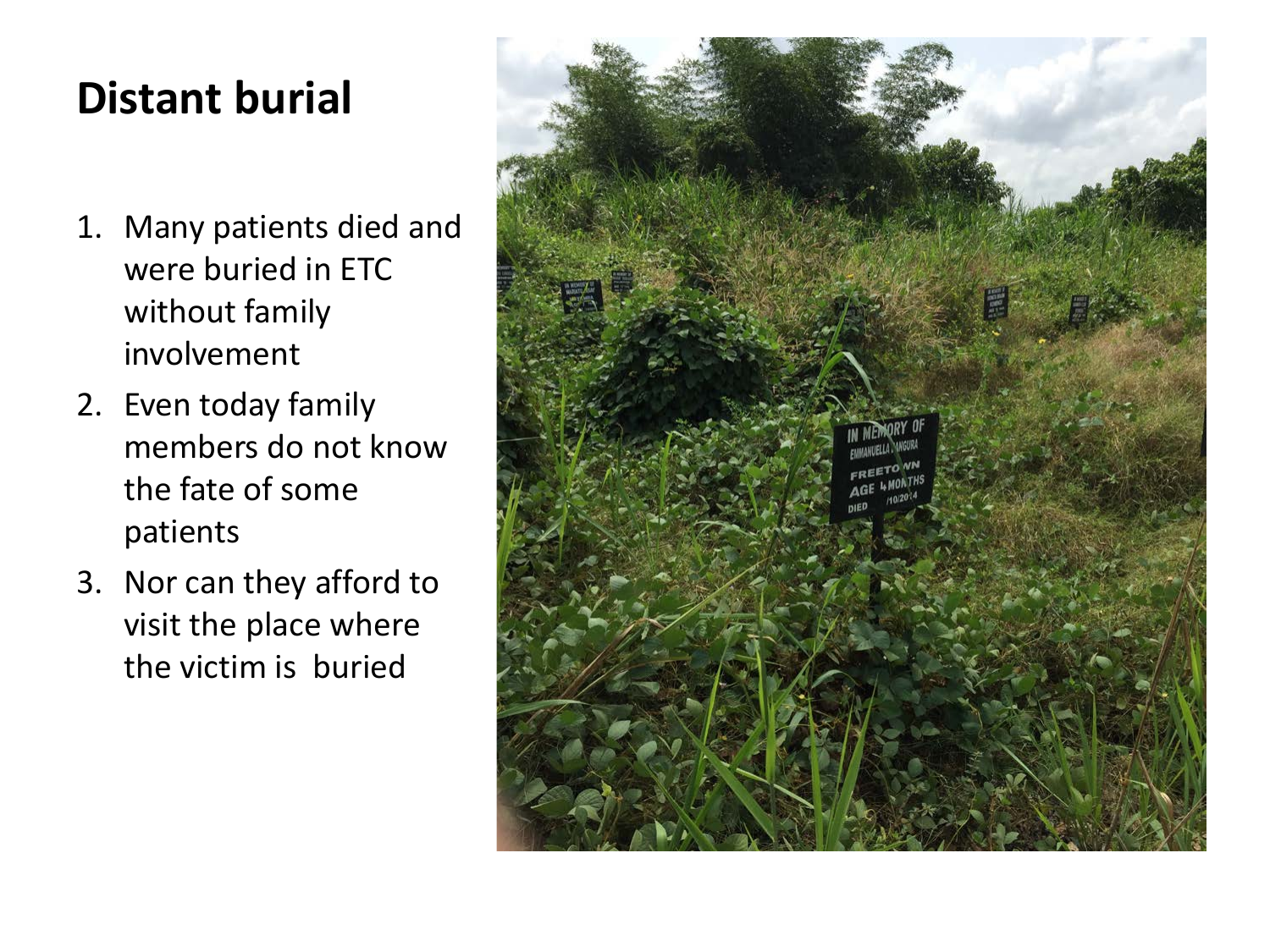# Distant burial

1. Many patients died and were buried in ETC without family involvement
2. Even today family members do not know the fate of some patients
3. Nor can they afford to visit the place where the victim is buried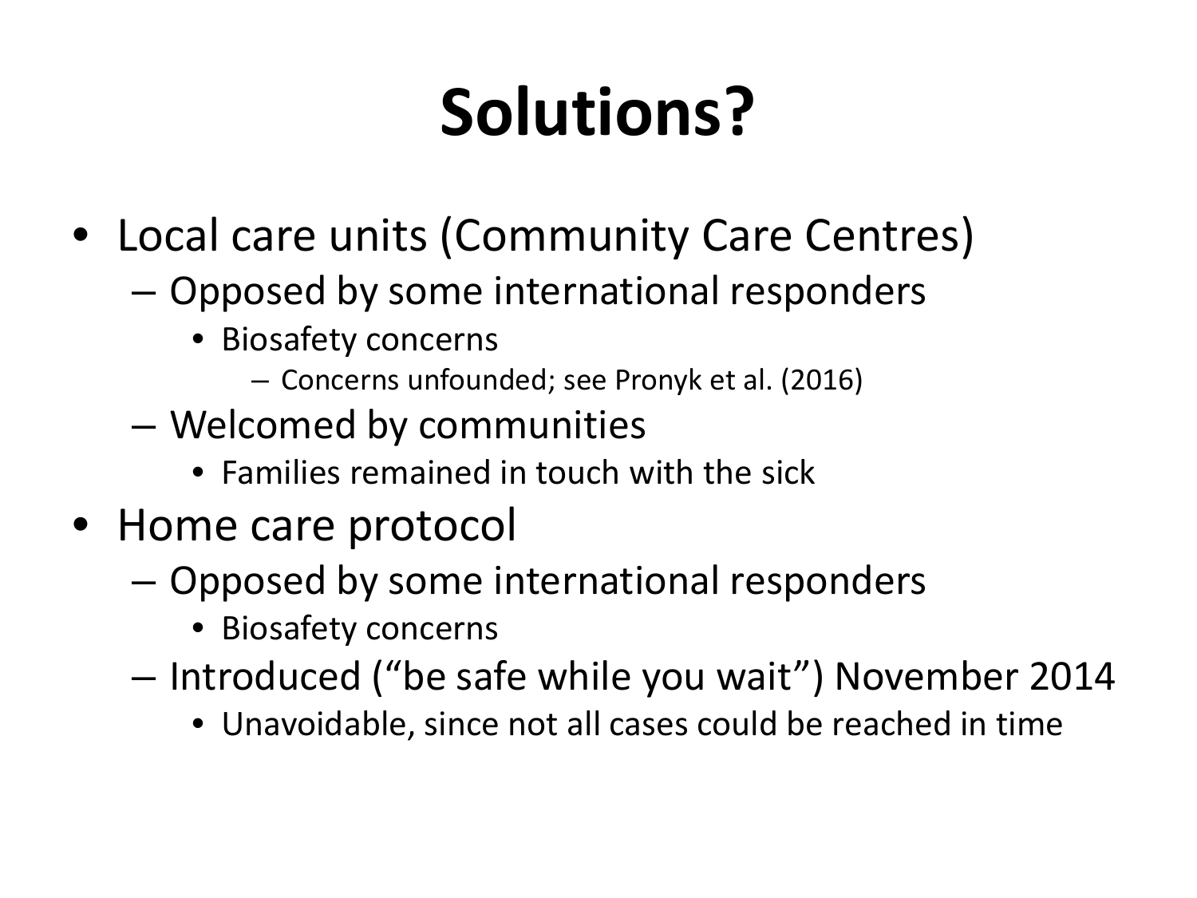# Solutions?

- Local care units (Community Care Centres)
  - Opposed by some international responders
    - Biosafety concerns
      - Concerns unfounded; see Pronyk et al. (2016)
  - Welcomed by communities
    - Families remained in touch with the sick
- Home care protocol
  - Opposed by some international responders
    - Biosafety concerns
  - Introduced (“be safe while you wait”) November 2014
    - Unavoidable, since not all cases could be reached in time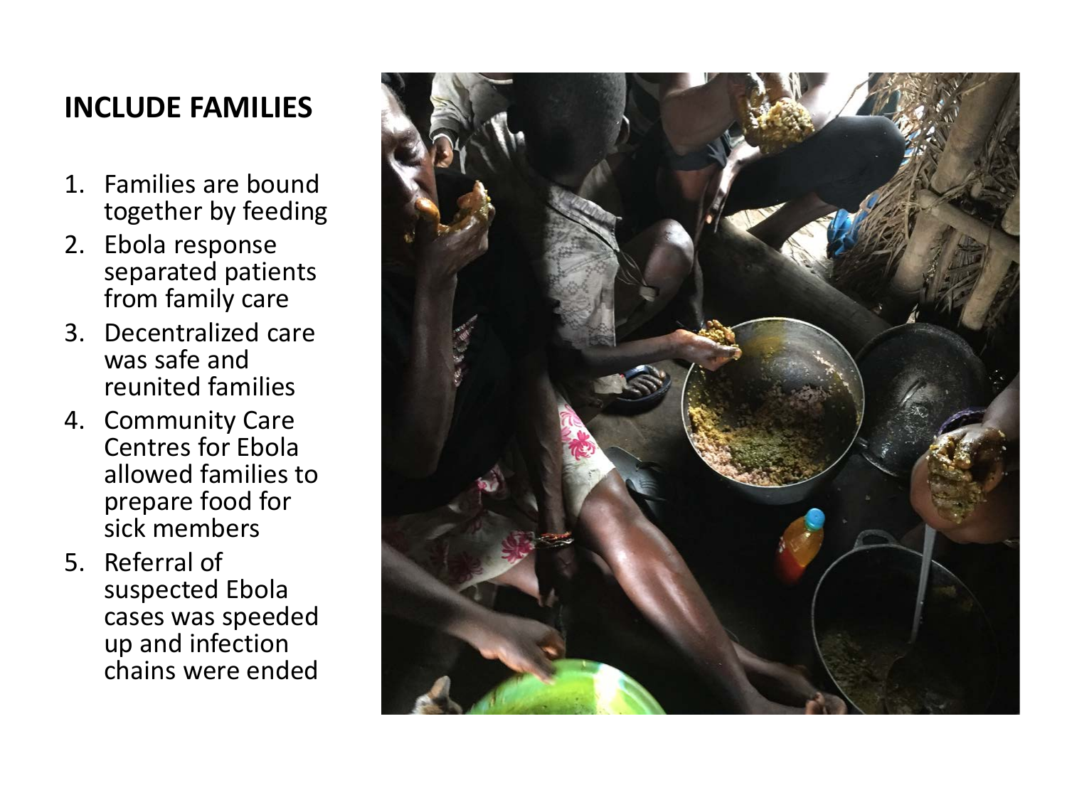# INCLUDE FAMILIES

1. Families are bound together by feeding
2. Ebola response separated patients from family care
3. Decentralized care was safe and reunited families
4. Community Care Centres for Ebola allowed families to prepare food for sick members
5. Referral of suspected Ebola cases was speeded up and infection chains were ended